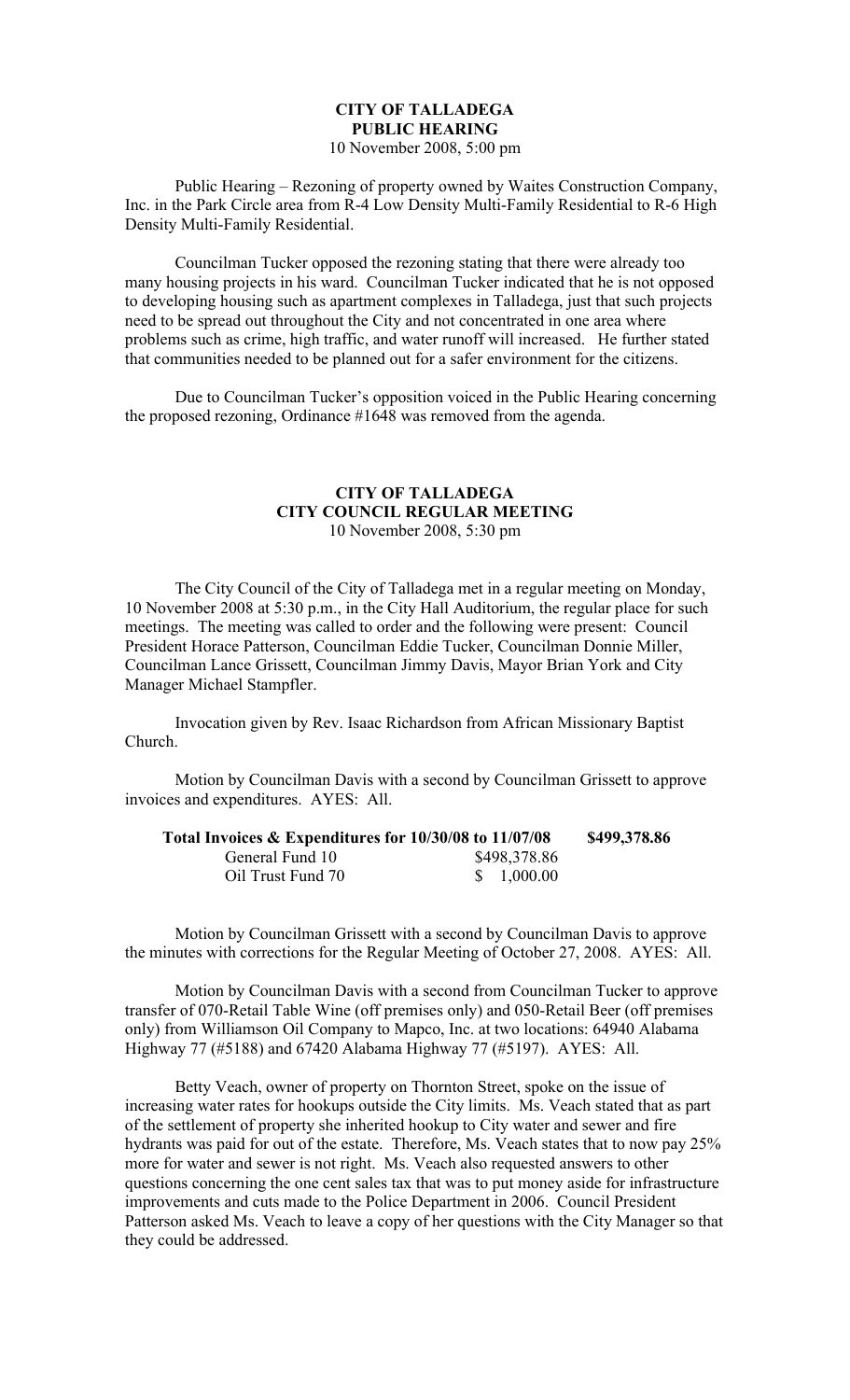**CITY OF TALLADEGA**
**PUBLIC HEARING**
10 November 2008, 5:00 pm

Public Hearing – Rezoning of property owned by Waites Construction Company, Inc. in the Park Circle area from R-4 Low Density Multi-Family Residential to R-6 High Density Multi-Family Residential.

Councilman Tucker opposed the rezoning stating that there were already too many housing projects in his ward. Councilman Tucker indicated that he is not opposed to developing housing such as apartment complexes in Talladega, just that such projects need to be spread out throughout the City and not concentrated in one area where problems such as crime, high traffic, and water runoff will increased. He further stated that communities needed to be planned out for a safer environment for the citizens.

Due to Councilman Tucker's opposition voiced in the Public Hearing concerning the proposed rezoning, Ordinance #1648 was removed from the agenda.

**CITY OF TALLADEGA**
**CITY COUNCIL REGULAR MEETING**
10 November 2008, 5:30 pm

The City Council of the City of Talladega met in a regular meeting on Monday, 10 November 2008 at 5:30 p.m., in the City Hall Auditorium, the regular place for such meetings. The meeting was called to order and the following were present: Council President Horace Patterson, Councilman Eddie Tucker, Councilman Donnie Miller, Councilman Lance Grissett, Councilman Jimmy Davis, Mayor Brian York and City Manager Michael Stampfler.

Invocation given by Rev. Isaac Richardson from African Missionary Baptist Church.

Motion by Councilman Davis with a second by Councilman Grissett to approve invoices and expenditures. AYES: All.

| **Total Invoices & Expenditures for 10/30/08 to 11/07/08** | | **$499,378.86** |
|---|---|---|
| General Fund 10 | $498,378.86 | |
| Oil Trust Fund 70 | $ 1,000.00 | |

Motion by Councilman Grissett with a second by Councilman Davis to approve the minutes with corrections for the Regular Meeting of October 27, 2008. AYES: All.

Motion by Councilman Davis with a second from Councilman Tucker to approve transfer of 070-Retail Table Wine (off premises only) and 050-Retail Beer (off premises only) from Williamson Oil Company to Mapco, Inc. at two locations: 64940 Alabama Highway 77 (#5188) and 67420 Alabama Highway 77 (#5197). AYES: All.

Betty Veach, owner of property on Thornton Street, spoke on the issue of increasing water rates for hookups outside the City limits. Ms. Veach stated that as part of the settlement of property she inherited hookup to City water and sewer and fire hydrants was paid for out of the estate. Therefore, Ms. Veach states that to now pay 25% more for water and sewer is not right. Ms. Veach also requested answers to other questions concerning the one cent sales tax that was to put money aside for infrastructure improvements and cuts made to the Police Department in 2006. Council President Patterson asked Ms. Veach to leave a copy of her questions with the City Manager so that they could be addressed.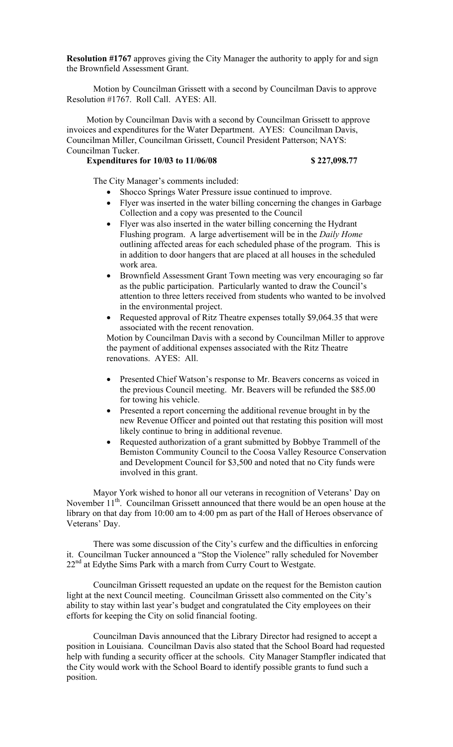**Resolution #1767** approves giving the City Manager the authority to apply for and sign the Brownfield Assessment Grant.

Motion by Councilman Grissett with a second by Councilman Davis to approve Resolution #1767. Roll Call. AYES: All.

Motion by Councilman Davis with a second by Councilman Grissett to approve invoices and expenditures for the Water Department. AYES: Councilman Davis, Councilman Miller, Councilman Grissett, Council President Patterson; NAYS: Councilman Tucker.

**Expenditures for 10/03 to 11/06/08 $ 227,098.77**

The City Manager's comments included:

- Shocco Springs Water Pressure issue continued to improve.
- Flyer was inserted in the water billing concerning the changes in Garbage Collection and a copy was presented to the Council
- Flyer was also inserted in the water billing concerning the Hydrant Flushing program. A large advertisement will be in the *Daily Home* outlining affected areas for each scheduled phase of the program. This is in addition to door hangers that are placed at all houses in the scheduled work area.
- Brownfield Assessment Grant Town meeting was very encouraging so far as the public participation. Particularly wanted to draw the Council's attention to three letters received from students who wanted to be involved in the environmental project.
- Requested approval of Ritz Theatre expenses totally $9,064.35 that were associated with the recent renovation.

Motion by Councilman Davis with a second by Councilman Miller to approve the payment of additional expenses associated with the Ritz Theatre renovations. AYES: All.

- Presented Chief Watson's response to Mr. Beavers concerns as voiced in the previous Council meeting. Mr. Beavers will be refunded the $85.00 for towing his vehicle.
- Presented a report concerning the additional revenue brought in by the new Revenue Officer and pointed out that restating this position will most likely continue to bring in additional revenue.
- Requested authorization of a grant submitted by Bobbye Trammell of the Bemiston Community Council to the Coosa Valley Resource Conservation and Development Council for $3,500 and noted that no City funds were involved in this grant.

Mayor York wished to honor all our veterans in recognition of Veterans' Day on November 11th. Councilman Grissett announced that there would be an open house at the library on that day from 10:00 am to 4:00 pm as part of the Hall of Heroes observance of Veterans' Day.

There was some discussion of the City's curfew and the difficulties in enforcing it. Councilman Tucker announced a "Stop the Violence" rally scheduled for November 22nd at Edythe Sims Park with a march from Curry Court to Westgate.

Councilman Grissett requested an update on the request for the Bemiston caution light at the next Council meeting. Councilman Grissett also commented on the City's ability to stay within last year's budget and congratulated the City employees on their efforts for keeping the City on solid financial footing.

Councilman Davis announced that the Library Director had resigned to accept a position in Louisiana. Councilman Davis also stated that the School Board had requested help with funding a security officer at the schools. City Manager Stampfler indicated that the City would work with the School Board to identify possible grants to fund such a position.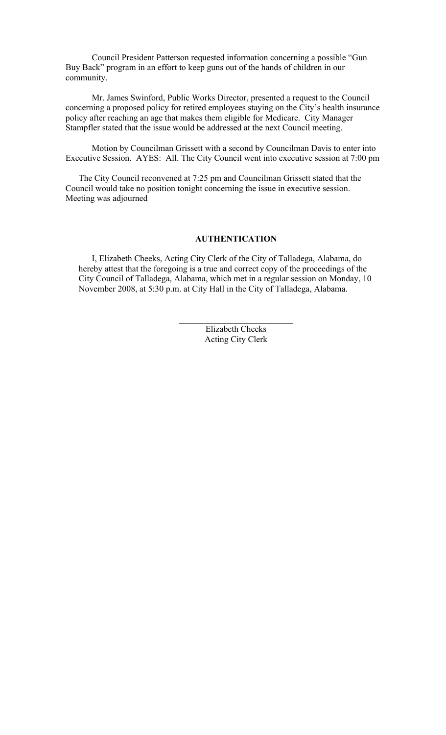Council President Patterson requested information concerning a possible "Gun Buy Back" program in an effort to keep guns out of the hands of children in our community.

Mr. James Swinford, Public Works Director, presented a request to the Council concerning a proposed policy for retired employees staying on the City's health insurance policy after reaching an age that makes them eligible for Medicare. City Manager Stampfler stated that the issue would be addressed at the next Council meeting.

Motion by Councilman Grissett with a second by Councilman Davis to enter into Executive Session. AYES: All. The City Council went into executive session at 7:00 pm

The City Council reconvened at 7:25 pm and Councilman Grissett stated that the Council would take no position tonight concerning the issue in executive session. Meeting was adjourned

**AUTHENTICATION**

I, Elizabeth Cheeks, Acting City Clerk of the City of Talladega, Alabama, do hereby attest that the foregoing is a true and correct copy of the proceedings of the City Council of Talladega, Alabama, which met in a regular session on Monday, 10 November 2008, at 5:30 p.m. at City Hall in the City of Talladega, Alabama.

\_\_\_\_\_\_\_\_\_\_\_\_\_\_\_\_\_\_\_\_\_\_\_\_\_\_

Elizabeth Cheeks
Acting City Clerk